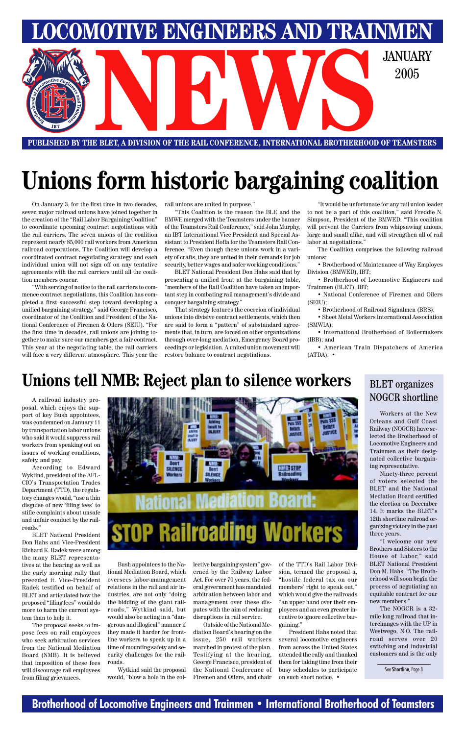# LOCOMOTIVE ENGINEERS AND TRAINMEN NEWS

JANUARY 2005

PUBLISHED BY THE BLET, A DIVISION OF THE RAIL CONFERENCE, INTERNATIONAL BROTHERHOOD OF TEAMSTERS

# Unions form historic bargaining coalition

On January 3, for the first time in two decades, seven major railroad unions have joined together in the creation of the "Rail Labor Bargaining Coalition" to coordinate upcoming contract negotiations with the rail carriers. The seven unions of the coalition represent nearly 85,000 rail workers from American railroad corporations. The Coalition will develop a coordinated contract negotiating strategy and each individual union will not sign off on any tentative agreements with the rail carriers until all the coalition members concur.

"With serving of notice to the rail carriers to commence contract negotiations, this Coalition has completed a first successful step toward developing a unified bargaining strategy," said George Francisco, coordinator of the Coalition and President of the National Conference of Firemen & Oilers (SEIU). "For the first time in decades, rail unions are joining together to make sure our members get a fair contract. This year at the negotiating table, the rail carriers will face a very different atmosphere. This year the rail unions are united in purpose."

"This Coalition is the reason the BLE and the BMWE merged with the Teamsters under the banner of the Teamsters Rail Conference," said John Murphy, an IBT International Vice President and Special Assistant to President Hoffa for the Teamsters Rail Conference. "Even though these unions work in a variety of crafts, they are united in their demands for job security, better wages and safer working conditions."

BLET National President Don Hahs said that by presenting a unified front at the bargaining table, "members of the Rail Coalition have taken an important step in combating rail management's divide and conquer bargaining strategy."

That strategy features the coercion of individual unions into divisive contract settlements, which then are said to form a "pattern" of substandard agreements that, in turn, are forced on other organizations through over-long mediation, Emergency Board proceedings or legislation. A united union movement will restore balance to contract negotiations.

"It would be unfortunate for any rail union leader to not be a part of this coalition," said Freddie N. Simpson, President of the BMWED. "This coalition will prevent the Carriers from whipsawing unions, large and small alike, and will strengthen all of rail labor at negotiations."

The Coalition comprises the following railroad unions:

- Brotherhood of Maintenance of Way Employes Division (BMWED), IBT;
- Brotherhood of Locomotive Engineers and Trainmen (BLET), IBT;
- National Conference of Firemen and Oilers (SEIU);
- Brotherhood of Railroad Signalmen (BRS);
- Sheet Metal Workers International Association (SMWIA);
- International Brotherhood of Boilermakers (IBB); and
- American Train Dispatchers of America (ATDA). •

# Unions tell NMB: Reject plan to silence workers

A railroad industry proposal, which enjoys the support of key Bush appointees, was condemned on January 11 by transportation labor unions who said it would suppress rail workers from speaking out on issues of working conditions, safety, and pay.

According to Edward Wyktind, president of the AFL-CIO's Transportation Trades Department (TTD), the regulatory changes would, "use a thin disguise of new 'filing fees' to stifle complaints about unsafe and unfair conduct by the railroads."

BLET National President Don Hahs and Vice-President Richard K. Radek were among the many BLET representatives at the hearing as well as the early morning rally that preceded it. Vice-President Radek testified on behalf of BLET and articulated how the proposed "filing fees" would do more to harm the current system than to help it.

The proposal seeks to impose fees on rail employees who seek arbitration services from the National Mediation Board (NMB). It is believed that imposition of these fees will discourage rail employees from filing grievances.

Bush appointees to the National Mediation Board, which oversees labor-management relations in the rail and air industries, are not only "doing the bidding of the giant railroads," Wytkind said, but would also be acting in a "dangerous and illogical" manner if they made it harder for frontline workers to speak up in a time of mounting safety and security challenges for the railroads.

Wytkind said the proposal would, "blow a hole in the collective bargaining system" governed by the Railway Labor Act. For over 70 years, the federal government has mandated arbitration between labor and management over these disputes with the aim of reducing disruptions in rail service.

Outside of the National Mediation Board's hearing on the issue, 250 rail workers marched in protest of the plan. Testifying at the hearing, George Francisco, president of the National Conference of Firemen and Oilers, and chair of the TTD's Rail Labor Division, termed the proposal a, "hostile federal tax on our members' right to speak out," which would give the railroads "an upper hand over their employees and an even greater incentive to ignore collective bargaining."

President Hahs noted that several locomotive engineers from across the United States attended the rally and thanked them for taking time from their busy schedules to participate on such short notice. •

## BLET organizes NOGCR shortline

Workers at the New Orleans and Gulf Coast Railway (NOGCR) have selected the Brotherhood of Locomotive Engineers and Trainmen as their designated collective bargaining representative.

Ninety-three percent of voters selected the BLET and the National Mediation Board certified the election on December 14. It marks the BLET's 12th shortline railroad organizing victory in the past three years.

"I welcome our new Brothers and Sisters to the House of Labor," said BLET National President Don M. Hahs. "The Brotherhood will soon begin the process of negotiating an equitable contract for our new members."

The NOGCR is a 32-mile long railroad that interchanges with the UP in Westwego, N.O. The railroad serves over 20 switching and industrial customers and is the only

See Shortline, Page 8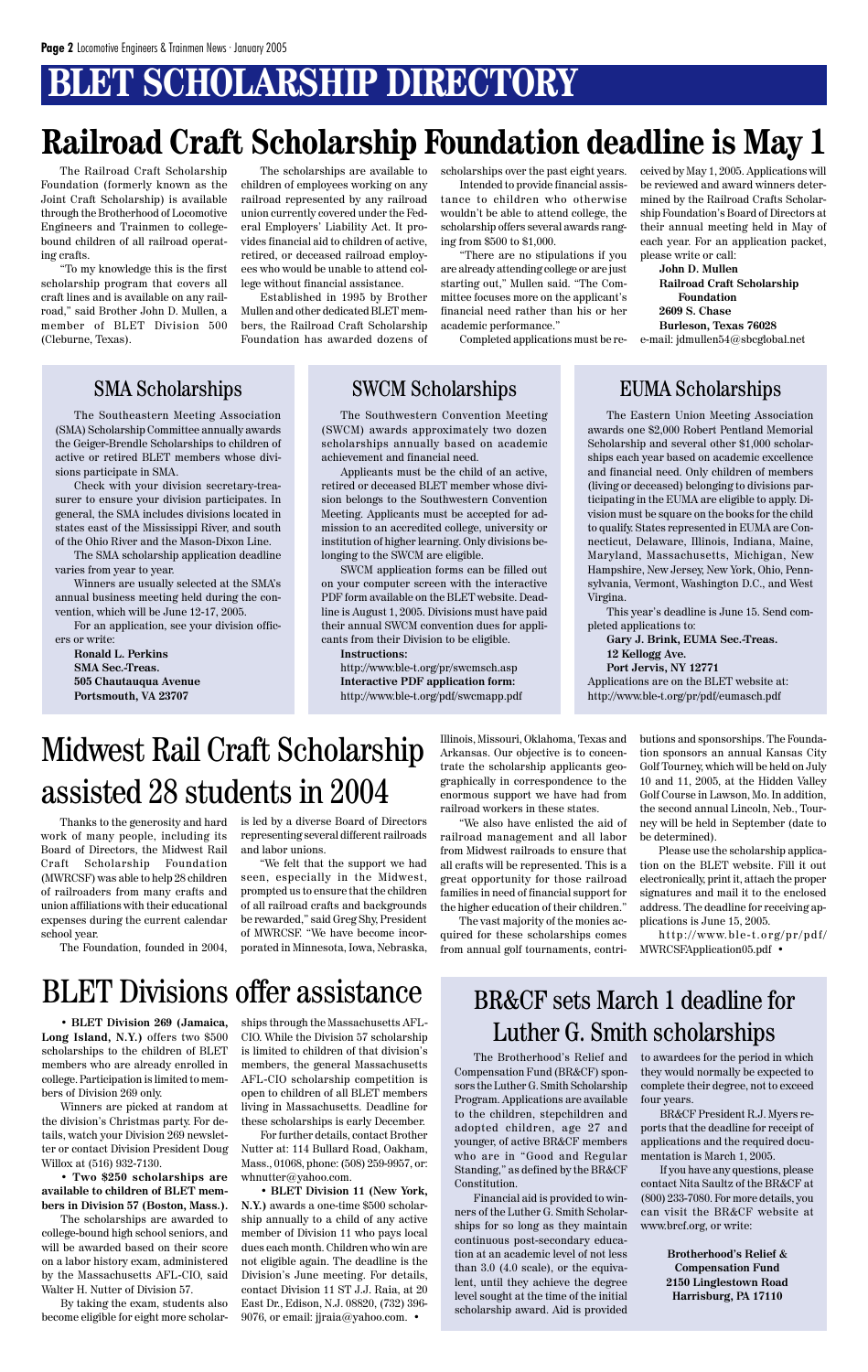# BLET SCHOLARSHIP DIRECTORY

# Railroad Craft Scholarship Foundation deadline is May 1

The Railroad Craft Scholarship Foundation (formerly known as the Joint Craft Scholarship) is available through the Brotherhood of Locomotive Engineers and Trainmen to college-bound children of all railroad operating crafts.

"To my knowledge this is the first scholarship program that covers all craft lines and is available on any railroad," said Brother John D. Mullen, a member of BLET Division 500 (Cleburne, Texas).

The scholarships are available to children of employees working on any railroad represented by any railroad union currently covered under the Federal Employers' Liability Act. It provides financial aid to children of active, retired, or deceased railroad employees who would be unable to attend college without financial assistance.

Established in 1995 by Brother Mullen and other dedicated BLET members, the Railroad Craft Scholarship Foundation has awarded dozens of scholarships over the past eight years.

Intended to provide financial assistance to children who otherwise wouldn't be able to attend college, the scholarship offers several awards ranging from $500 to $1,000.

"There are no stipulations if you are already attending college or are just starting out," Mullen said. "The Committee focuses more on the applicant's financial need rather than his or her academic performance."

Completed applications must be received by May 1, 2005. Applications will be reviewed and award winners determined by the Railroad Crafts Scholarship Foundation's Board of Directors at their annual meeting held in May of each year. For an application packet, please write or call:

**John D. Mullen**
**Railroad Craft Scholarship Foundation**
**2609 S. Chase**
**Burleson, Texas 76028**
e-mail: jdmullen54@sbcglobal.net

## SMA Scholarships

The Southeastern Meeting Association (SMA) Scholarship Committee annually awards the Geiger-Brendle Scholarships to children of active or retired BLET members whose divisions participate in SMA.

Check with your division secretary-treasurer to ensure your division participates. In general, the SMA includes divisions located in states east of the Mississippi River, and south of the Ohio River and the Mason-Dixon Line.

The SMA scholarship application deadline varies from year to year.

Winners are usually selected at the SMA's annual business meeting held during the convention, which will be June 12-17, 2005.

For an application, see your division officers or write:

**Ronald L. Perkins**
**SMA Sec.-Treas.**
**505 Chautauqua Avenue**
**Portsmouth, VA 23707**

## SWCM Scholarships

The Southwestern Convention Meeting (SWCM) awards approximately two dozen scholarships annually based on academic achievement and financial need.

Applicants must be the child of an active, retired or deceased BLET member whose division belongs to the Southwestern Convention Meeting. Applicants must be accepted for admission to an accredited college, university or institution of higher learning. Only divisions belonging to the SWCM are eligible.

SWCM application forms can be filled out on your computer screen with the interactive PDF form available on the BLET website. Deadline is August 1, 2005. Divisions must have paid their annual SWCM convention dues for applicants from their Division to be eligible.

**Instructions:**
http://www.ble-t.org/pr/swcmsch.asp
**Interactive PDF application form:**
http://www.ble-t.org/pdf/swcmapp.pdf

## EUMA Scholarships

The Eastern Union Meeting Association awards one $2,000 Robert Pentland Memorial Scholarship and several other $1,000 scholarships each year based on academic excellence and financial need. Only children of members (living or deceased) belonging to divisions participating in the EUMA are eligible to apply. Division must be square on the books for the child to qualify. States represented in EUMA are Connecticut, Delaware, Illinois, Indiana, Maine, Maryland, Massachusetts, Michigan, New Hampshire, New Jersey, New York, Ohio, Pennsylvania, Vermont, Washington D.C., and West Virgina.

This year's deadline is June 15. Send completed applications to:

**Gary J. Brink, EUMA Sec.-Treas.**
**12 Kellogg Ave.**
**Port Jervis, NY 12771**
Applications are on the BLET website at:
http://www.ble-t.org/pr/pdf/eumasch.pdf

# Midwest Rail Craft Scholarship assisted 28 students in 2004

Thanks to the generosity and hard work of many people, including its Board of Directors, the Midwest Rail Craft Scholarship Foundation (MWRCSF) was able to help 28 children of railroaders from many crafts and union affiliations with their educational expenses during the current calendar school year.

The Foundation, founded in 2004, is led by a diverse Board of Directors representing several different railroads and labor unions.

"We felt that the support we had seen, especially in the Midwest, prompted us to ensure that the children of all railroad crafts and backgrounds be rewarded," said Greg Shy, President of MWRCSF. "We have become incorporated in Minnesota, Iowa, Nebraska, Illinois, Missouri, Oklahoma, Texas and Arkansas. Our objective is to concentrate the scholarship applicants geographically in correspondence to the enormous support we have had from railroad workers in these states.

"We also have enlisted the aid of railroad management and all labor from Midwest railroads to ensure that all crafts will be represented. This is a great opportunity for those railroad families in need of financial support for the higher education of their children."

The vast majority of the monies acquired for these scholarships comes from annual golf tournaments, contributions and sponsorships. The Foundation sponsors an annual Kansas City Golf Tourney, which will be held on July 10 and 11, 2005, at the Hidden Valley Golf Course in Lawson, Mo. In addition, the second annual Lincoln, Neb., Tourney will be held in September (date to be determined).

Please use the scholarship application on the BLET website. Fill it out electronically, print it, attach the proper signatures and mail it to the enclosed address. The deadline for receiving applications is June 15, 2005.

http://www.ble-t.org/pr/pdf/MWRCSFApplication05.pdf •

# BLET Divisions offer assistance

**• BLET Division 269 (Jamaica, Long Island, N.Y.)** offers two $500 scholarships to the children of BLET members who are already enrolled in college. Participation is limited to members of Division 269 only.

Winners are picked at random at the division's Christmas party. For details, watch your Division 269 newsletter or contact Division President Doug Willox at (516) 932-7130.

**• Two $250 scholarships are available to children of BLET members in Division 57 (Boston, Mass.).**

The scholarships are awarded to college-bound high school seniors, and will be awarded based on their score on a labor history exam, administered by the Massachusetts AFL-CIO, said Walter H. Nutter of Division 57.

By taking the exam, students also become eligible for eight more scholarships through the Massachusetts AFL-CIO. While the Division 57 scholarship is limited to children of that division's members, the general Massachusetts AFL-CIO scholarship competition is open to children of all BLET members living in Massachusetts. Deadline for these scholarships is early December.

For further details, contact Brother Nutter at: 114 Bullard Road, Oakham, Mass., 01068, phone: (508) 259-9957, or: whnutter@yahoo.com.

**• BLET Division 11 (New York, N.Y.)** awards a one-time $500 scholarship annually to a child of any active member of Division 11 who pays local dues each month. Children who win are not eligible again. The deadline is the Division's June meeting. For details, contact Division 11 ST J.J. Raia, at 20 East Dr., Edison, N.J. 08820, (732) 396-9076, or email: jjraia@yahoo.com. •

# BR&CF sets March 1 deadline for Luther G. Smith scholarships

The Brotherhood's Relief and Compensation Fund (BR&CF) sponsors the Luther G. Smith Scholarship Program. Applications are available to the children, stepchildren and adopted children, age 27 and younger, of active BR&CF members who are in "Good and Regular Standing," as defined by the BR&CF Constitution.

Financial aid is provided to winners of the Luther G. Smith Scholarships for so long as they maintain continuous post-secondary education at an academic level of not less than 3.0 (4.0 scale), or the equivalent, until they achieve the degree level sought at the time of the initial scholarship award. Aid is provided to awardees for the period in which they would normally be expected to complete their degree, not to exceed four years.

BR&CF President R.J. Myers reports that the deadline for receipt of applications and the required documentation is March 1, 2005.

If you have any questions, please contact Nita Saultz of the BR&CF at (800) 233-7080. For more details, you can visit the BR&CF website at www.brcf.org, or write:

**Brotherhood's Relief &**
**Compensation Fund**
**2150 Linglestown Road**
**Harrisburg, PA 17110**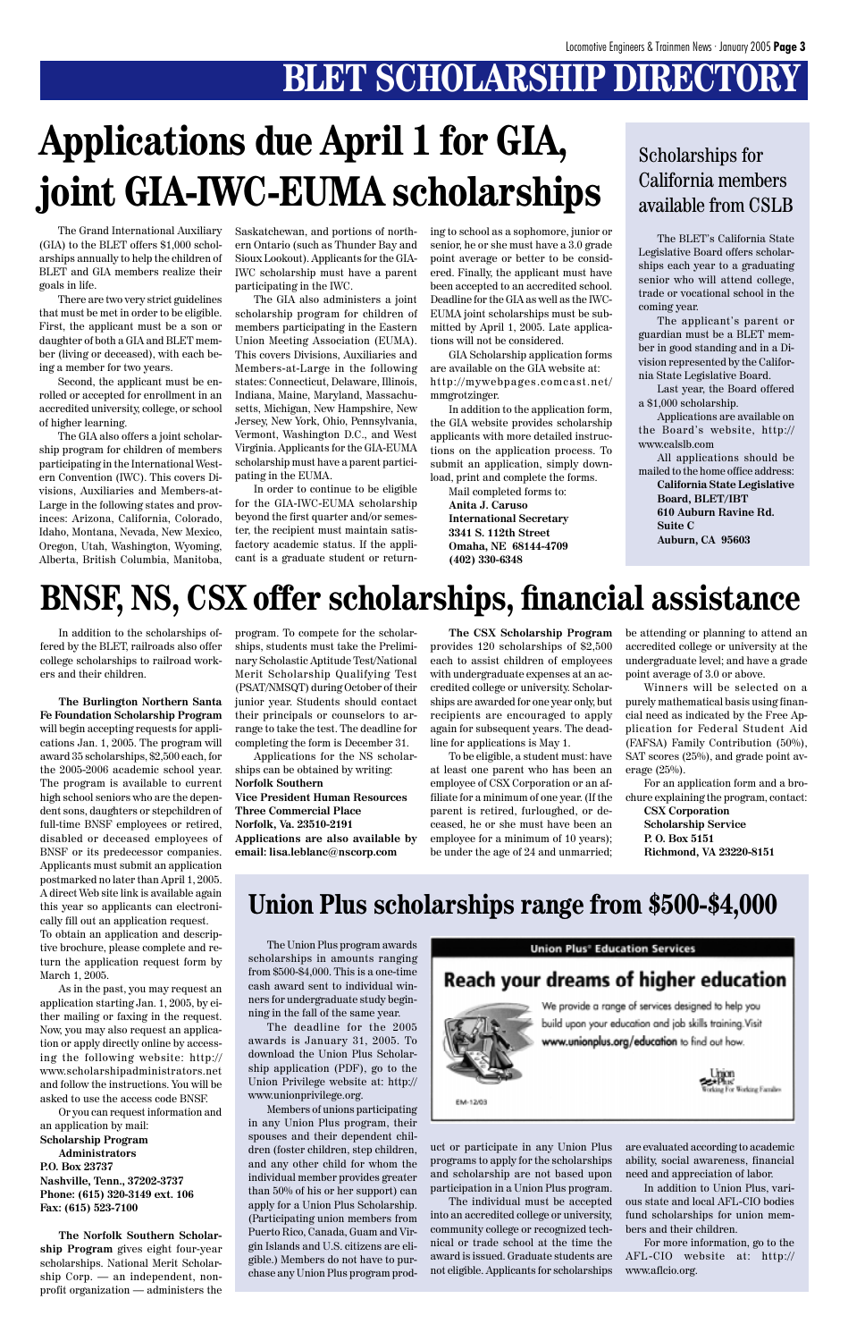# BLET SCHOLARSHIP DIRECTORY

## Applications due April 1 for GIA, joint GIA-IWC-EUMA scholarships

The Grand International Auxiliary (GIA) to the BLET offers $1,000 scholarships annually to help the children of BLET and GIA members realize their goals in life.

There are two very strict guidelines that must be met in order to be eligible. First, the applicant must be a son or daughter of both a GIA and BLET member (living or deceased), with each being a member for two years.

Second, the applicant must be enrolled or accepted for enrollment in an accredited university, college, or school of higher learning.

The GIA also offers a joint scholarship program for children of members participating in the International Western Convention (IWC). This covers Divisions, Auxiliaries and Members-at-Large in the following states and provinces: Arizona, California, Colorado, Idaho, Montana, Nevada, New Mexico, Oregon, Utah, Washington, Wyoming, Alberta, British Columbia, Manitoba, Saskatchewan, and portions of northern Ontario (such as Thunder Bay and Sioux Lookout). Applicants for the GIA-IWC scholarship must have a parent participating in the IWC.

The GIA also administers a joint scholarship program for children of members participating in the Eastern Union Meeting Association (EUMA). This covers Divisions, Auxiliaries and Members-at-Large in the following states: Connecticut, Delaware, Illinois, Indiana, Maine, Maryland, Massachusetts, Michigan, New Hampshire, New Jersey, New York, Ohio, Pennsylvania, Vermont, Washington D.C., and West Virginia. Applicants for the GIA-EUMA scholarship must have a parent participating in the EUMA.

In order to continue to be eligible for the GIA-IWC-EUMA scholarship beyond the first quarter and/or semester, the recipient must maintain satisfactory academic status. If the applicant is a graduate student or returning to school as a sophomore, junior or senior, he or she must have a 3.0 grade point average or better to be considered. Finally, the applicant must have been accepted to an accredited school. Deadline for the GIA as well as the IWC-EUMA joint scholarships must be submitted by April 1, 2005. Late applications will not be considered.

GIA Scholarship application forms are available on the GIA website at: http://mywebpages.comcast.net/mmgrotzinger.

In addition to the application form, the GIA website provides scholarship applicants with more detailed instructions on the application process. To submit an application, simply download, print and complete the forms.

Mail completed forms to:
**Anita J. Caruso**
**International Secretary**
**3341 S. 112th Street**
**Omaha, NE 68144-4709**
**(402) 330-6348**

## Scholarships for California members available from CSLB

The BLET's California State Legislative Board offers scholarships each year to a graduating senior who will attend college, trade or vocational school in the coming year.

The applicant's parent or guardian must be a BLET member in good standing and in a Division represented by the California State Legislative Board.

Last year, the Board offered a $1,000 scholarship.

Applications are available on the Board's website, http://www.calslb.com

All applications should be mailed to the home office address:
**California State Legislative Board, BLET/IBT**
**610 Auburn Ravine Rd.**
**Suite C**
**Auburn, CA 95603**

## BNSF, NS, CSX offer scholarships, financial assistance

In addition to the scholarships offered by the BLET, railroads also offer college scholarships to railroad workers and their children.

**The Burlington Northern Santa Fe Foundation Scholarship Program** will begin accepting requests for applications Jan. 1, 2005. The program will award 35 scholarships, $2,500 each, for the 2005-2006 academic school year. The program is available to current high school seniors who are the dependent sons, daughters or stepchildren of full-time BNSF employees or retired, disabled or deceased employees of BNSF or its predecessor companies. Applicants must submit an application postmarked no later than April 1, 2005. A direct Web site link is available again this year so applicants can electronically fill out an application request. To obtain an application and descriptive brochure, please complete and return the application request form by March 1, 2005.

As in the past, you may request an application starting Jan. 1, 2005, by either mailing or faxing in the request. Now, you may also request an application or apply directly online by accessing the following website: http://www.scholarshipadministrators.net and follow the instructions. You will be asked to use the access code BNSF.

Or you can request information and an application by mail:
**Scholarship Program Administrators**
**P.O. Box 23737**
**Nashville, Tenn., 37202-3737**
**Phone: (615) 320-3149 ext. 106**
**Fax: (615) 523-7100**

**The Norfolk Southern Scholarship Program** gives eight four-year scholarships. National Merit Scholarship Corp. — an independent, nonprofit organization — administers the program. To compete for the scholarships, students must take the Preliminary Scholastic Aptitude Test/National Merit Scholarship Qualifying Test (PSAT/NMSQT) during October of their junior year. Students should contact their principals or counselors to arrange to take the test. The deadline for completing the form is December 31.

Applications for the NS scholarships can be obtained by writing:
**Norfolk Southern**
**Vice President Human Resources**
**Three Commercial Place**
**Norfolk, Va. 23510-2191**
**Applications are also available by email: lisa.leblanc@nscorp.com**

**The CSX Scholarship Program** provides 120 scholarships of $2,500 each to assist children of employees with undergraduate expenses at an accredited college or university. Scholarships are awarded for one year only, but recipients are encouraged to apply again for subsequent years. The deadline for applications is May 1.

To be eligible, a student must: have at least one parent who has been an employee of CSX Corporation or an affiliate for a minimum of one year. (If the parent is retired, furloughed, or deceased, he or she must have been an employee for a minimum of 10 years); be under the age of 24 and unmarried; be attending or planning to attend an accredited college or university at the undergraduate level; and have a grade point average of 3.0 or above.

Winners will be selected on a purely mathematical basis using financial need as indicated by the Free Application for Federal Student Aid (FAFSA) Family Contribution (50%), SAT scores (25%), and grade point average (25%).

For an application form and a brochure explaining the program, contact:
**CSX Corporation**
**Scholarship Service**
**P. O. Box 5151**
**Richmond, VA 23220-8151**

## Union Plus scholarships range from $500-$4,000

The Union Plus program awards scholarships in amounts ranging from $500-$4,000. This is a one-time cash award sent to individual winners for undergraduate study beginning in the fall of the same year.

The deadline for the 2005 awards is January 31, 2005. To download the Union Plus Scholarship application (PDF), go to the Union Privilege website at: http://www.unionprivilege.org.

Members of unions participating in any Union Plus program, their spouses and their dependent children (foster children, step children, and any other child for whom the individual member provides greater than 50% of his or her support) can apply for a Union Plus Scholarship. (Participating union members from Puerto Rico, Canada, Guam and Virgin Islands and U.S. citizens are eligible.) Members do not have to purchase any Union Plus program product or participate in any Union Plus programs to apply for the scholarships and scholarship are not based upon participation in a Union Plus program.

The individual must be accepted into an accredited college or university, community college or recognized technical or trade school at the time the award is issued. Graduate students are not eligible. Applicants for scholarships are evaluated according to academic ability, social awareness, financial need and appreciation of labor.

In addition to Union Plus, various state and local AFL-CIO bodies fund scholarships for union members and their children.

For more information, go to the AFL-CIO website at: http://www.aflcio.org.

**Union Plus® Education Services**

**Reach your dreams of higher education**

We provide a range of services designed to help you build upon your education and job skills training. Visit **www.unionplus.org/education** to find out how.

Union Plus® Working For Working Families

EM-12/03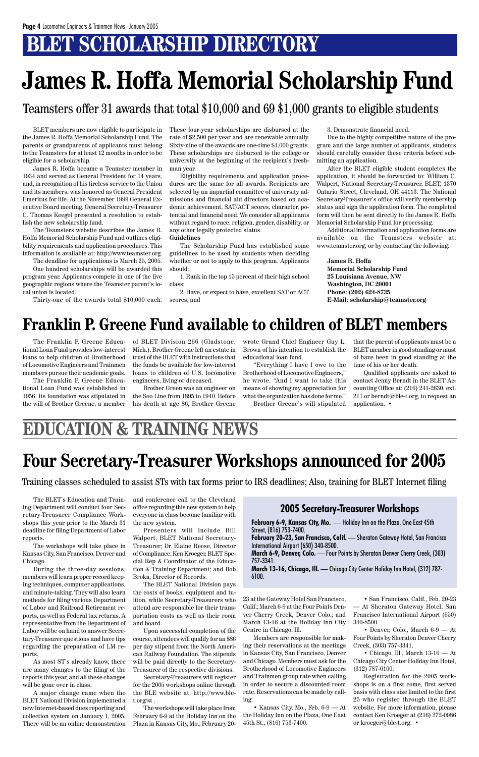# BLET SCHOLARSHIP DIRECTORY

# James R. Hoffa Memorial Scholarship Fund

## Teamsters offer 31 awards that total $10,000 and 69 $1,000 grants to eligible students

BLET members are now eligible to participate in the James R. Hoffa Memorial Scholarship Fund. The parents or grandparents of applicants must belong to the Teamsters for at least 12 months in order to be eligible for a scholarship.

James R. Hoffa became a Teamster member in 1934 and served as General President for 14 years, and, in recognition of his tireless service to the Union and its members, was honored as General President Emeritus for life. At the November 1999 General Executive Board meeting, General Secretary-Treasurer C. Thomas Keegel presented a resolution to establish the new scholarship fund.

The Teamsters website describes the James R. Hoffa Memorial Scholarship Fund and outlines eligibility requirements and application procedures. This information is available at: http://www.teamster.org.

The deadline for applications is March 25, 2005.

One hundred scholarships will be awarded this program year. Applicants compete in one of the five geographic regions where the Teamster parent's local union is located.

Thirty-one of the awards total $10,000 each. These four-year scholarships are disbursed at the rate of $2,500 per year and are renewable annually. Sixty-nine of the awards are one-time $1,000 grants. These scholarships are disbursed to the college or university at the beginning of the recipient's freshman year.

Eligibility requirements and application procedures are the same for all awards. Recipients are selected by an impartial committee of university admissions and financial aid directors based on academic achievement, SAT/ACT scores, character, potential and financial need. We consider all applicants without regard to race, religion, gender, disability, or any other legally protected status.

**Guidelines**

The Scholarship Fund has established some guidelines to be used by students when deciding whether or not to apply to this program. Applicants should:

1. Rank in the top 15 percent of their high school class;

2. Have, or expect to have, excellent SAT or ACT scores; and

3. Demonstrate financial need.

Due to the highly competitive nature of the program and the large number of applicants, students should carefully consider these criteria before submitting an application.

After the BLET eligible student completes the application, it should be forwarded to: William C. Walpert, National Secretary-Treasurer, BLET, 1370 Ontario Street, Cleveland, OH 44113. The National Secretary-Treasurer's office will verify membership status and sign the application form. The completed form will then be sent directly to the James R. Hoffa Memorial Scholarship Fund for processing.

Additional information and application forms are available on the Teamsters website at: www.teamster.org, or by contacting the following:

**James R. Hoffa**
**Memorial Scholarship Fund**
**25 Louisiana Avenue, NW**
**Washington, DC 20001**
**Phone: (202) 624-8735**
**E-Mail: scholarship@teamster.org**

# Franklin P. Greene Fund available to children of BLET members

The Franklin P. Greene Educational Loan Fund provides low-interest loans to help children of Brotherhood of Locomotive Engineers and Trainmen members pursue their academic goals.

The Franklin P. Greene Educational Loan Fund was established in 1956. Its foundation was stipulated in the will of Brother Greene, a member of BLET Division 266 (Gladstone, Mich.). Brother Greene left an estate in trust of the BLET with instructions that the funds be available for low-interest loans to children of U.S. locomotive engineers, living or deceased.

Brother Green was an engineer on the Soo Line from 1895 to 1940. Before his death at age 86, Brother Greene wrote Grand Chief Engineer Guy L. Brown of his intention to establish the educational loan fund.

"Everything I owe to the Brotherhood of Locomotive Engineers," he wrote. "And I want to take this means of showing my appreciation for what the organization has done for me."

Brother Greene's will stipulated that the parent of applicants must be a BLET member in good standing or must of have been in good standing at the time of his or her death.

Qualified applicants are asked to contact Jenny Berndt in the BLET Accounting Office at: (216) 241-2630, ext. 211 or berndt@ble-t.org, to request an application. •

# EDUCATION & TRAINING NEWS

# Four Secretary-Treasurer Workshops announced for 2005

## Training classes scheduled to assist STs with tax forms prior to IRS deadlines; Also, training for BLET Internet filing

The BLET's Education and Training Department will conduct four Secretary-Treasurer Compliance Workshops this year prior to the March 31 deadline for filing Department of Labor reports.

The workshops will take place in Kansas City, San Francisco, Denver and Chicago.

During the three-day sessions, members will learn proper record keeping techniques, computer applications, and minute-taking. They will also learn methods for filing various Department of Labor and Railroad Retirement reports, as well as Federal tax returns. A representative from the Department of Labor will be on hand to answer Secretary-Treasurer questions and have tips regarding the preparation of LM reports.

As most ST's already know, there are many changes to the filing of the reports this year, and all these changes will be gone over in class.

A major change came when the BLET National Division implemented a new Internet-based dues reporting and collection system on January 1, 2005. There will be an online demonstration and conference call to the Cleveland office regarding this new system to help everyone in class become familiar with the new system.

Presenters will include Bill Walpert, BLET National Secretary-Treasurer; Dr. Elaine Reese, Director of Compliance; Ken Kroeger, BLET Special Rep & Coordinator of the Education & Training Department; and Bob Broka, Director of Records.

The BLET National Division pays the costs of books, equipment and tuition, while Secretary-Treasurers who attend are responsible for their transportation costs as well as their room and board.

Upon successful completion of the course, attendees will qualify for an $86 per day stipend from the North American Railway Foundation. The stipends will be paid directly to the Secretary-Treasurer of the respective divisions.

Secretary-Treasurers will register for the 2005 workshops online through the BLE website at: http://www.ble-t.org/st .

The workshops will take place from February 6-9 at the Holiday Inn on the Plaza in Kansas City, Mo.; February 20-23 at the Gateway Hotel San Francisco, Calif.; March 6-9 at the Four Points Denver Cherry Creek, Denver Colo.; and March 13-16 at the Holiday Inn City Centre in Chicago, Ill.

Members are responsible for making their reservations at the meetings in Kansas City, San Francisco, Denver and Chicago. Members must ask for the Brotherhood of Locomotive Engineers and Trainmen group rate when calling in order to secure a discounted room rate. Reservations can be made by calling:

• Kansas City, Mo., Feb. 6-9 — At the Holiday Inn on the Plaza, One East 45th St., (816) 753-7400.

• San Francisco, Calif., Feb. 20-23 — At Sheraton Gateway Hotel, San Francisco International Airport (650) 340-8500.

• Denver, Colo., March 6-9 — At Four Points by Sheraton Denver Cherry Creek, (303) 757-3341.

• Chicago, Ill., March 13-16 — At Chicago City Center Holiday Inn Hotel, (312) 787-6100.

Registration for the 2005 workshops is on a first come, first served basis with class size limited to the first 25 who register through the BLET website. For more information, please contact Ken Kroeger at (216) 272-0986 or kroeger@ble-t.org. •

### 2005 Secretary-Treasurer Workshops

**February 6-9, Kansas City, Mo.** — Holiday Inn on the Plaza, One East 45th Street, (816) 753-7400.

**February 20-23, San Francisco, Calif.** — Sheraton Gateway Hotel, San Francisco International Airport (650) 340-8500.

**March 6-9, Denver, Colo.** — Four Points by Sheraton Denver Cherry Creek, (303) 757-3341.

**March 13-16, Chicago, Ill.** — Chicago City Center Holiday Inn Hotel, (312) 787-6100.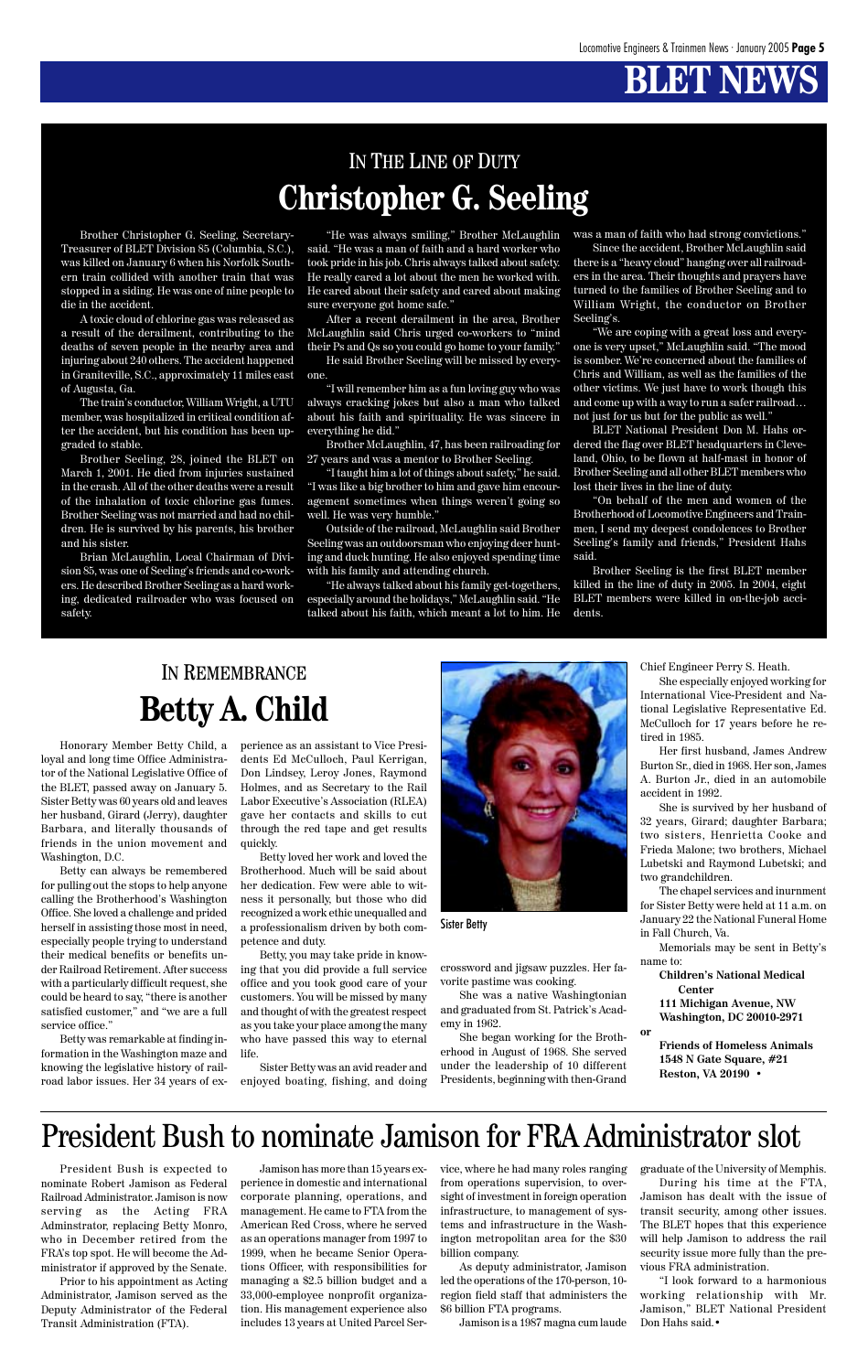# BLET NEWS

## IN THE LINE OF DUTY

# Christopher G. Seeling

Brother Christopher G. Seeling, Secretary-Treasurer of BLET Division 85 (Columbia, S.C.), was killed on January 6 when his Norfolk Southern train collided with another train that was stopped in a siding. He was one of nine people to die in the accident.

A toxic cloud of chlorine gas was released as a result of the derailment, contributing to the deaths of seven people in the nearby area and injuring about 240 others. The accident happened in Graniteville, S.C., approximately 11 miles east of Augusta, Ga.

The train's conductor, William Wright, a UTU member, was hospitalized in critical condition after the accident, but his condition has been upgraded to stable.

Brother Seeling, 28, joined the BLET on March 1, 2001. He died from injuries sustained in the crash. All of the other deaths were a result of the inhalation of toxic chlorine gas fumes. Brother Seeling was not married and had no children. He is survived by his parents, his brother and his sister.

Brian McLaughlin, Local Chairman of Division 85, was one of Seeling's friends and co-workers. He described Brother Seeling as a hard working, dedicated railroader who was focused on safety.

"He was always smiling," Brother McLaughlin said. "He was a man of faith and a hard worker who took pride in his job. Chris always talked about safety. He really cared a lot about the men he worked with. He cared about their safety and cared about making sure everyone got home safe."

After a recent derailment in the area, Brother McLaughlin said Chris urged co-workers to "mind their Ps and Qs so you could go home to your family."

He said Brother Seeling will be missed by everyone.

"I will remember him as a fun loving guy who was always cracking jokes but also a man who talked about his faith and spirituality. He was sincere in everything he did."

Brother McLaughlin, 47, has been railroading for 27 years and was a mentor to Brother Seeling.

"I taught him a lot of things about safety," he said. "I was like a big brother to him and gave him encouragement sometimes when things weren't going so well. He was very humble."

Outside of the railroad, McLaughlin said Brother Seeling was an outdoorsman who enjoying deer hunting and duck hunting. He also enjoyed spending time with his family and attending church.

"He always talked about his family get-togethers, especially around the holidays," McLaughlin said. "He talked about his faith, which meant a lot to him. He was a man of faith who had strong convictions."

Since the accident, Brother McLaughlin said there is a "heavy cloud" hanging over all railroaders in the area. Their thoughts and prayers have turned to the families of Brother Seeling and to William Wright, the conductor on Brother Seeling's.

"We are coping with a great loss and everyone is very upset," McLaughlin said. "The mood is somber. We're concerned about the families of Chris and William, as well as the families of the other victims. We just have to work though this and come up with a way to run a safer railroad… not just for us but for the public as well."

BLET National President Don M. Hahs ordered the flag over BLET headquarters in Cleveland, Ohio, to be flown at half-mast in honor of Brother Seeling and all other BLET members who lost their lives in the line of duty.

"On behalf of the men and women of the Brotherhood of Locomotive Engineers and Trainmen, I send my deepest condolences to Brother Seeling's family and friends," President Hahs said.

Brother Seeling is the first BLET member killed in the line of duty in 2005. In 2004, eight BLET members were killed in on-the-job accidents.

## IN REMEMBRANCE

# Betty A. Child

Honorary Member Betty Child, a loyal and long time Office Administrator of the National Legislative Office of the BLET, passed away on January 5. Sister Betty was 60 years old and leaves her husband, Girard (Jerry), daughter Barbara, and literally thousands of friends in the union movement and Washington, D.C.

Betty can always be remembered for pulling out the stops to help anyone calling the Brotherhood's Washington Office. She loved a challenge and prided herself in assisting those most in need, especially people trying to understand their medical benefits or benefits under Railroad Retirement. After success with a particularly difficult request, she could be heard to say, "there is another satisfied customer," and "we are a full service office."

Betty was remarkable at finding information in the Washington maze and knowing the legislative history of railroad labor issues. Her 34 years of experience as an assistant to Vice Presidents Ed McCulloch, Paul Kerrigan, Don Lindsey, Leroy Jones, Raymond Holmes, and as Secretary to the Rail Labor Executive's Association (RLEA) gave her contacts and skills to cut through the red tape and get results quickly.

Betty loved her work and loved the Brotherhood. Much will be said about her dedication. Few were able to witness it personally, but those who did recognized a work ethic unequalled and a professionalism driven by both competence and duty.

Betty, you may take pride in knowing that you did provide a full service office and you took good care of your customers. You will be missed by many and thought of with the greatest respect as you take your place among the many who have passed this way to eternal life.

Sister Betty was an avid reader and enjoyed boating, fishing, and doing crossword and jigsaw puzzles. Her favorite pastime was cooking.

She was a native Washingtonian and graduated from St. Patrick's Academy in 1962.

She began working for the Brotherhood in August of 1968. She served under the leadership of 10 different Presidents, beginning with then-Grand Chief Engineer Perry S. Heath.

She especially enjoyed working for International Vice-President and National Legislative Representative Ed. McCulloch for 17 years before he retired in 1985.

Her first husband, James Andrew Burton Sr., died in 1968. Her son, James A. Burton Jr., died in an automobile accident in 1992.

She is survived by her husband of 32 years, Girard; daughter Barbara; two sisters, Henrietta Cooke and Frieda Malone; two brothers, Michael Lubetski and Raymond Lubetski; and two grandchildren.

The chapel services and inurnment for Sister Betty were held at 11 a.m. on January 22 the National Funeral Home in Fall Church, Va.

Memorials may be sent in Betty's name to:

**Children's National Medical Center**
**111 Michigan Avenue, NW**
**Washington, DC 20010-2971**

**or**

**Friends of Homeless Animals**
**1548 N Gate Square, #21**
**Reston, VA 20190** •

Sister Betty

# President Bush to nominate Jamison for FRA Administrator slot

President Bush is expected to nominate Robert Jamison as Federal Railroad Administrator. Jamison is now serving as the Acting FRA Adminstrator, replacing Betty Monro, who in December retired from the FRA's top spot. He will become the Administrator if approved by the Senate.

Prior to his appointment as Acting Administrator, Jamison served as the Deputy Administrator of the Federal Transit Administration (FTA).

Jamison has more than 15 years experience in domestic and international corporate planning, operations, and management. He came to FTA from the American Red Cross, where he served as an operations manager from 1997 to 1999, when he became Senior Operations Officer, with responsibilities for managing a $2.5 billion budget and a 33,000-employee nonprofit organization. His management experience also includes 13 years at United Parcel Service, where he had many roles ranging from operations supervision, to oversight of investment in foreign operation infrastructure, to management of systems and infrastructure in the Washington metropolitan area for the $30 billion company.

As deputy administrator, Jamison led the operations of the 170-person, 10-region field staff that administers the $6 billion FTA programs.

Jamison is a 1987 magna cum laude graduate of the University of Memphis.

During his time at the FTA, Jamison has dealt with the issue of transit security, among other issues. The BLET hopes that this experience will help Jamison to address the rail security issue more fully than the previous FRA administration.

"I look forward to a harmonious working relationship with Mr. Jamison," BLET National President Don Hahs said.•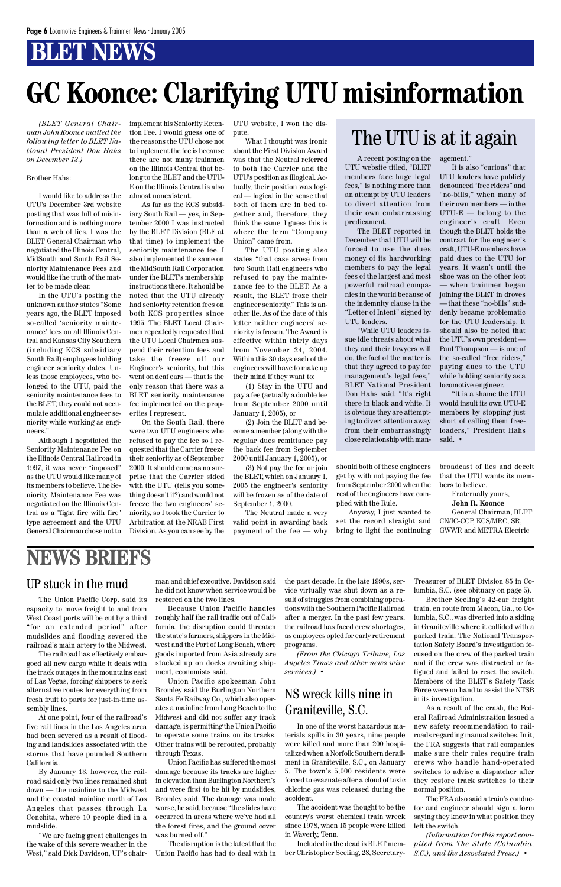# BLET NEWS

# GC Koonce: Clarifying UTU misinformation

*(BLET General Chairman John Koonce mailed the following letter to BLET National President Don Hahs on December 13.)*

Brother Hahs:

I would like to address the UTU's December 3rd website posting that was full of misinformation and is nothing more than a web of lies. I was the BLET General Chairman who negotiated the Illinois Central, MidSouth and South Rail Seniority Maintenance Fees and would like the truth of the matter to be made clear.

In the UTU's posting the unknown author states "Some years ago, the BLET imposed so-called 'seniority maintenance' fees on all Illinois Central and Kansas City Southern (including KCS subsidiary South Rail) employees holding engineer seniority dates. Unless those employees, who belonged to the UTU, paid the seniority maintenance fees to the BLET, they could not accumulate additional engineer seniority while working as engineers."

Although I negotiated the Seniority Maintenance Fee on the Illinois Central Railroad in 1997, it was never "imposed" as the UTU would like many of its members to believe. The Seniority Maintenance Fee was negotiated on the Illinois Central as a "fight fire with fire" type agreement and the UTU General Chairman chose not to implement his Seniority Retention Fee. I would guess one of the reasons the UTU chose not to implement the fee is because there are not many trainmen on the Illinois Central that belong to the BLET and the UTU-E on the Illinois Central is also almost nonexistent.

As far as the KCS subsidiary South Rail — yes, in September 2000 I was instructed by the BLET Division (BLE at that time) to implement the seniority maintenance fee. I also implemented the same on the MidSouth Rail Corporation under the BLET's membership instructions there. It should be noted that the UTU already had seniority retention fees on both KCS properties since 1995. The BLET Local Chairmen repeatedly requested that the UTU Local Chairmen suspend their retention fees and take the freeze off our Engineer's seniority, but this went on deaf ears — that is the only reason that there was a BLET seniority maintenance fee implemented on the properties I represent.

On the South Rail, there were two UTU engineers who refused to pay the fee so I requested that the Carrier freeze their seniority as of September 2000. It should come as no surprise that the Carrier sided with the UTU (tells you something doesn't it?) and would not freeze the two engineers' seniority, so I took the Carrier to Arbitration at the NRAB First Division. As you can see by the UTU website, I won the dispute.

What I thought was ironic about the First Division Award was that the Neutral referred to both the Carrier and the UTU's position as illogical. Actually, their position was logical — logical in the sense that both of them are in bed together and, therefore, they think the same. I guess this is where the term "Company Union" came from.

The UTU posting also states "that case arose from two South Rail engineers who refused to pay the maintenance fee to the BLET. As a result, the BLET froze their engineer seniority." This is another lie. As of the date of this letter neither engineers' seniority is frozen. The Award is effective within thirty days from November 24, 2004. Within this 30 days each of the engineers will have to make up their mind if they want to:

(1) Stay in the UTU and pay a fee (actually a double fee from September 2000 until January 1, 2005), or

(2) Join the BLET and become a member (along with the regular dues remittance pay the back fee from September 2000 until January 1, 2005), or

(3) Not pay the fee or join the BLET, which on January 1, 2005 the engineer's seniority will be frozen as of the date of September 1, 2000.

The Neutral made a very valid point in awarding back payment of the fee — why should both of these engineers get by with not paying the fee from September 2000 when the rest of the engineers have complied with the Rule.

Anyway, I just wanted to set the record straight and bring to light the continuing broadcast of lies and deceit that the UTU wants its members to believe.

Fraternally yours,

**John R. Koonce**

General Chairman, BLET CN/IC-CCP, KCS/MRC, SR, GWWR and METRA Electric

## The UTU is at it again

A recent posting on the UTU website titled, "BLET members face huge legal fees," is nothing more than an attempt by UTU leaders to divert attention from their own embarrassing predicament.

The BLET reported in December that UTU will be forced to use the dues money of its hardworking members to pay the legal fees of the largest and most powerful railroad companies in the world because of the indemnity clause in the "Letter of Intent" signed by UTU leaders.

"While UTU leaders issue idle threats about what they and their lawyers will do, the fact of the matter is that they agreed to pay for management's legal fees," BLET National President Don Hahs said. "It's right there in black and white. It is obvious they are attempting to divert attention away from their embarrassingly close relationship with management."

It is also "curious" that UTU leaders have publicly denounced "free riders" and "no-bills," when many of their own members — in the UTU-E — belong to the engineer's craft. Even though the BLET holds the contract for the engineer's craft, UTU-E members have paid dues to the UTU for years. It wasn't until the shoe was on the other foot — when trainmen began joining the BLET in droves — that these "no-bills" suddenly became problematic for the UTU leadership. It should also be noted that the UTU's own president — Paul Thompson — is one of the so-called "free riders," paying dues to the UTU while holding seniority as a locomotive engineer.

"It is a shame the UTU would insult its own UTU-E members by stopping just short of calling them freeloaders," President Hahs said. •

# NEWS BRIEFS

## UP stuck in the mud

The Union Pacific Corp. said its capacity to move freight to and from West Coast ports will be cut by a third "for an extended period" after mudslides and flooding severed the railroad's main artery to the Midwest.

The railroad has effectively embargoed all new cargo while it deals with the track outages in the mountains east of Las Vegas, forcing shippers to seek alternative routes for everything from fresh fruit to parts for just-in-time assembly lines.

At one point, four of the railroad's five rail lines in the Los Angeles area had been severed as a result of flooding and landslides associated with the storms that have pounded Southern California.

By January 13, however, the railroad said only two lines remained shut down — the mainline to the Midwest and the coastal mainline north of Los Angeles that passes through La Conchita, where 10 people died in a mudslide.

"We are facing great challenges in the wake of this severe weather in the West," said Dick Davidson, UP's chairman and chief executive. Davidson said he did not know when service would be restored on the two lines.

Because Union Pacific handles roughly half the rail traffic out of California, the disruption could threaten the state's farmers, shippers in the Midwest and the Port of Long Beach, where goods imported from Asia already are stacked up on docks awaiting shipment, economists said.

Union Pacific spokesman John Bromley said the Burlington Northern Santa Fe Railway Co., which also operates a mainline from Long Beach to the Midwest and did not suffer any track damage, is permitting the Union Pacific to operate some trains on its tracks. Other trains will be rerouted, probably through Texas.

Union Pacific has suffered the most damage because its tracks are higher in elevation than Burlington Northern's and were first to be hit by mudslides, Bromley said. The damage was made worse, he said, because "the slides have occurred in areas where we've had all the forest fires, and the ground cover was burned off."

The disruption is the latest that the Union Pacific has had to deal with in the past decade. In the late 1990s, service virtually was shut down as a result of struggles from combining operations with the Southern Pacific Railroad after a merger. In the past few years, the railroad has faced crew shortages, as employees opted for early retirement programs.

*(From the Chicago Tribune, Los Angeles Times and other news wire services.)* •

## NS wreck kills nine in Graniteville, S.C.

In one of the worst hazardous materials spills in 30 years, nine people were killed and more than 200 hospitalized when a Norfolk Southern derailment in Graniteville, S.C., on January 5. The town's 5,000 residents were forced to evacuate after a cloud of toxic chlorine gas was released during the accident.

The accident was thought to be the country's worst chemical train wreck since 1978, when 15 people were killed in Waverly, Tenn.

Included in the dead is BLET member Christopher Seeling, 28, Secretary-Treasurer of BLET Division 85 in Columbia, S.C. (see obituary on page 5).

Brother Seeling's 42-car freight train, en route from Macon, Ga., to Columbia, S.C., was diverted into a siding in Graniteville where it collided with a parked train. The National Transportation Safety Board's investigation focused on the crew of the parked train and if the crew was distracted or fatigued and failed to reset the switch. Members of the BLET's Safety Task Force were on hand to assist the NTSB in its investigation.

As a result of the crash, the Federal Railroad Administration issued a new safety recommendation to railroads regarding manual switches. In it, the FRA suggests that rail companies make sure their rules require train crews who handle hand-operated switches to advise a dispatcher after they restore track switches to their normal position.

The FRA also said a train's conductor and engineer should sign a form saying they know in what position they left the switch.

*(Information for this report compiled from The State (Columbia, S.C.), and the Associated Press.)* •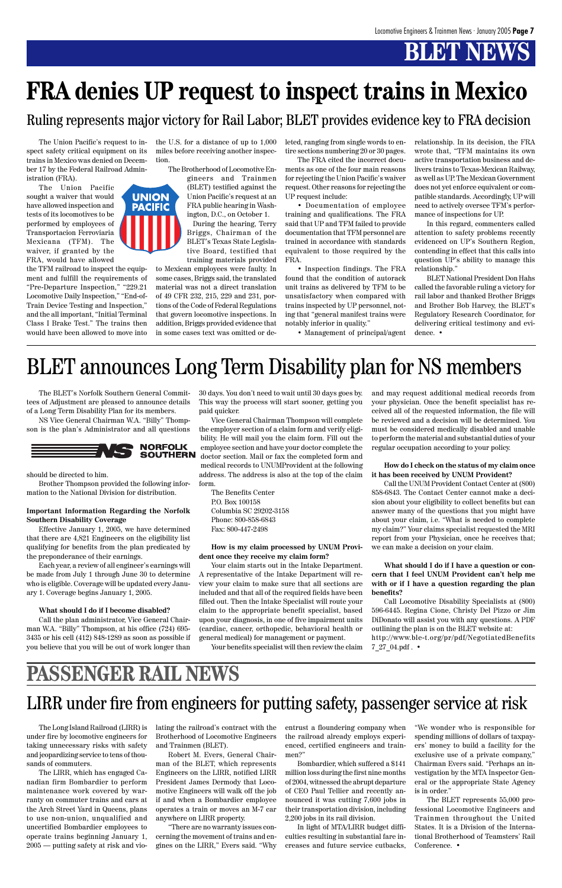# BLET NEWS

# FRA denies UP request to inspect trains in Mexico

## Ruling represents major victory for Rail Labor; BLET provides evidence key to FRA decision

The Union Pacific's request to inspect safety critical equipment on its trains in Mexico was denied on December 17 by the Federal Railroad Administration (FRA).

The Union Pacific sought a waiver that would have allowed inspection and tests of its locomotives to be performed by employees of Transportacion Ferroviaria Mexicana (TFM). The waiver, if granted by the FRA, would have allowed the TFM railroad to inspect the equipment and fulfill the requirements of "Pre-Departure Inspection," "229.21 Locomotive Daily Inspection," "End-of-Train Device Testing and Inspection," and the all important, "Initial Terminal Class I Brake Test." The trains then would have been allowed to move into the U.S. for a distance of up to 1,000 miles before receiving another inspection.

The Brotherhood of Locomotive Engineers and Trainmen (BLET) testified against the Union Pacific's request at an FRA public hearing in Washington, D.C., on October 1.

During the hearing, Terry Briggs, Chairman of the BLET's Texas State Legislative Board, testified that training materials provided to Mexican employees were faulty. In some cases, Briggs said, the translated material was not a direct translation of 49 CFR 232, 215, 229 and 231, portions of the Code of Federal Regulations that govern locomotive inspections. In addition, Briggs provided evidence that in some cases text was omitted or deleted, ranging from single words to entire sections numbering 20 or 30 pages.

The FRA cited the incorrect documents as one of the four main reasons for rejecting the Union Pacific's waiver request. Other reasons for rejecting the UP request include:

- Documentation of employee training and qualifications. The FRA said that UP and TFM failed to provide documentation that TFM personnel are trained in accordance with standards equivalent to those required by the FRA.
- Inspection findings. The FRA found that the condition of autorack unit trains as delivered by TFM to be unsatisfactory when compared with trains inspected by UP personnel, noting that "general manifest trains were notably inferior in quality."
- Management of principal/agent relationship. In its decision, the FRA wrote that, "TFM maintains its own active transportation business and delivers trains to Texas-Mexican Railway, as well as UP. The Mexican Government does not yet enforce equivalent or compatible standards. Accordingly, UP will need to actively oversee TFM's performance of inspections for UP.

In this regard, commenters called attention to safety problems recently evidenced on UP's Southern Region, contending in effect that this calls into question UP's ability to manage this relationship."

BLET National President Don Hahs called the favorable ruling a victory for rail labor and thanked Brother Briggs and Brother Bob Harvey, the BLET's Regulatory Research Coordinator, for delivering critical testimony and evidence. •

# BLET announces Long Term Disability plan for NS members

The BLET's Norfolk Southern General Committees of Adjustment are pleased to announce details of a Long Term Disability Plan for its members.

NS Vice General Chairman W.A. "Billy" Thompson is the plan's Administrator and all questions should be directed to him.

Brother Thompson provided the following information to the National Division for distribution.

**Important Information Regarding the Norfolk Southern Disability Coverage**

Effective January 1, 2005, we have determined that there are 4,821 Engineers on the eligibility list qualifying for benefits from the plan predicated by the preponderance of their earnings.

Each year, a review of all engineer's earnings will be made from July 1 through June 30 to determine who is eligible. Coverage will be updated every January 1. Coverage begins January 1, 2005.

**What should I do if I become disabled?**

Call the plan administrator, Vice General Chairman W.A. "Billy" Thompson, at his office (724) 695-3435 or his cell (412) 848-1289 as soon as possible if you believe that you will be out of work longer than 30 days. You don't need to wait until 30 days goes by. This way the process will start sooner, getting you paid quicker.

Vice General Chairman Thompson will complete the employer section of a claim form and verify eligibility. He will mail you the claim form. Fill out the employee section and have your doctor complete the doctor section. Mail or fax the completed form and medical records to UNUMProvident at the following address. The address is also at the top of the claim form.

The Benefits Center
P.O. Box 100158
Columbia SC 29202-3158
Phone: 800-858-6843
Fax: 800-447-2498

**How is my claim processed by UNUM Provident once they receive my claim form?**

Your claim starts out in the Intake Department. A representative of the Intake Department will review your claim to make sure that all sections are included and that all of the required fields have been filled out. Then the Intake Specialist will route your claim to the appropriate benefit specialist, based upon your diagnosis, in one of five impairment units (cardiac, cancer, orthopedic, behavioral health or general medical) for management or payment.

Your benefits specialist will then review the claim and may request additional medical records from your physician. Once the benefit specialist has received all of the requested information, the file will be reviewed and a decision will be determined. You must be considered medically disabled and unable to perform the material and substantial duties of your regular occupation according to your policy.

**How do I check on the status of my claim once it has been received by UNUM Provident?**

Call the UNUM Provident Contact Center at (800) 858-6843. The Contact Center cannot make a decision about your eligibility to collect benefits but can answer many of the questions that you might have about your claim, i.e. "What is needed to complete my claim?" Your claims specialist requested the MRI report from your Physician, once he receives that; we can make a decision on your claim.

**What should I do if I have a question or concern that I feel UNUM Provident can't help me with or if I have a question regarding the plan benefits?**

Call Locomotive Disability Specialists at (800) 596-6445. Regina Cione, Christy Del Pizzo or Jim DiDonato will assist you with any questions. A PDF outlining the plan is on the BLET website at: http://www.ble-t.org/pr/pdf/NegotiatedBenefits7_27_04.pdf . •

# PASSENGER RAIL NEWS

# LIRR under fire from engineers for putting safety, passenger service at risk

The Long Island Railroad (LIRR) is under fire by locomotive engineers for taking unnecessary risks with safety and jeopardizing service to tens of thousands of commuters.

The LIRR, which has engaged Canadian firm Bombardier to perform maintenance work covered by warranty on commuter trains and cars at the Arch Street Yard in Queens, plans to use non-union, unqualified and uncertified Bombardier employees to operate trains beginning January 1, 2005 — putting safety at risk and violating the railroad's contract with the Brotherhood of Locomotive Engineers and Trainmen (BLET).

Robert M. Evers, General Chairman of the BLET, which represents Engineers on the LIRR, notified LIRR President James Dermody that Locomotive Engineers will walk off the job if and when a Bombardier employee operates a train or moves an M-7 car anywhere on LIRR property.

"There are no warranty issues concerning the movement of trains and engines on the LIRR," Evers said. "Why entrust a floundering company when the railroad already employs experienced, certified engineers and trainmen?"

Bombardier, which suffered a $141 million loss during the first nine months of 2004, witnessed the abrupt departure of CEO Paul Tellier and recently announced it was cutting 7,600 jobs in their transportation division, including 2,200 jobs in its rail division.

In light of MTA/LIRR budget difficulties resulting in substantial fare increases and future service cutbacks, "We wonder who is responsible for spending millions of dollars of taxpayers' money to build a facility for the exclusive use of a private company," Chairman Evers said. "Perhaps an investigation by the MTA Inspector General or the appropriate State Agency is in order."

The BLET represents 55,000 professional Locomotive Engineers and Trainmen throughout the United States. It is a Division of the International Brotherhood of Teamsters' Rail Conference. •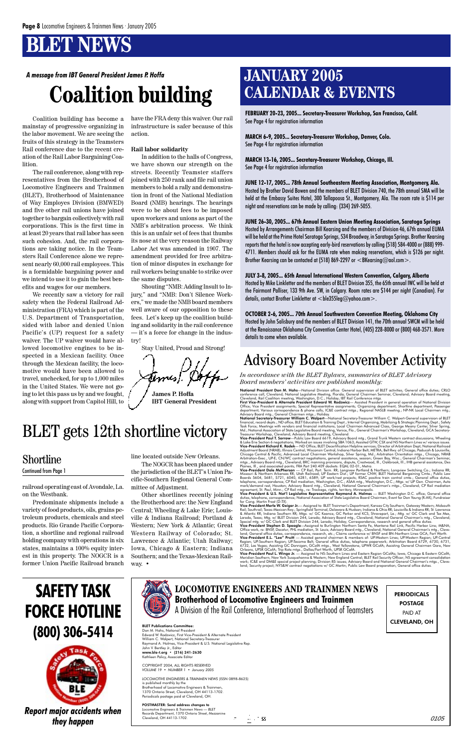# BLET NEWS

*A message from IBT General President James P. Hoffa*

# Coalition building

Coalition building has become a mainstay of progressive organizing in the labor movement. We are seeing the fruits of this strategy in the Teamsters Rail conference due to the recent creation of the Rail Labor Bargaining Coalition.

The rail conference, along with representatives from the Brotherhood of Locomotive Engineers and Trainmen (BLET), Brotherhood of Maintenance of Way Employes Division (BMWED) and five other rail unions have joined together to bargain collectively with rail corporations. This is the first time in at least 20 years that rail labor has seen such cohesion. And, the rail corporations are taking notice. In the Teamsters Rail Conference alone we represent nearly 60,000 rail employees. This is a formidable bargaining power and we intend to use it to gain the best benefits and wages for our members.

We recently saw a victory for rail safety when the Federal Railroad Administration (FRA) which is part of the U.S. Department of Transportation, sided with labor and denied Union Pacific's (UP) request for a safety waiver. The UP waiver would have allowed locomotive engines to be inspected in a Mexican facility. Once through the Mexican facility, the locomotive would have been allowed to travel, unchecked, for up to 1,000 miles in the United States. We were not going to let this pass us by and we fought, along with support from Capitol Hill, to have the FRA deny this waiver. Our rail infrastructure is safer because of this action.

**Rail labor solidarity**

In addition to the halls of Congress, we have shown our strength on the streets. Recently Teamster staffers joined with 250 rank and file rail union members to hold a rally and demonstration in front of the National Mediation Board (NMB) hearings. The hearings were to be about fees to be imposed upon workers and unions as part of the NMB's arbitration process. We think this is an unfair set of fees that thumbs its nose at the very reason the Railway Labor Act was amended in 1907. The amendment provided for free arbitration of minor disputes in exchange for rail workers being unable to strike over the same disputes.

Shouting "NMB: Adding Insult to Injury," and "NMB: Don't Silence Workers," we made the NMB board members well aware of our opposition to these fees. Let's keep up the coalition building and solidarity in the rail conference — it's a force for change in the industry!

Stay United, Proud and Strong!

**James P. Hoffa**
**IBT General President**

# JANUARY 2005 CALENDAR & EVENTS

**FEBRUARY 20-23, 2005... Secretary-Treasurer Workshop, San Francisco, Calif.**
See Page 4 for registration information

**MARCH 6-9, 2005... Secretary-Treasurer Workshop, Denver, Colo.**
See Page 4 for registration information

**MARCH 13-16, 2005... Secretary-Treasurer Workshop, Chicago, Ill.**
See Page 4 for registration information

**JUNE 12-17, 2005... 78th Annual Southeastern Meeting Association, Montgomery, Ala.**
Hosted by Brother David Bowen and the members of BLET Division 740, the 78th annual SMA will be held at the Embassy Suites Hotel, 300 Tallapoosa St., Montgomery, Ala. The room rate is $114 per night and reservations can be made by calling: (334) 269-5055.

**JUNE 26-30, 2005... 67th Annual Eastern Union Meeting Association, Saratoga Springs**
Hosted by Arrangements Chairman Bill Kearsing and the members of Division 46, 67th annual EUMA will be held at the Prime Hotel Saratoga Springs, 534 Broadway, in Saratoga Springs. Brother Kearsing reports that the hotel is now accepting early-bird reservations by calling (518) 584-4000 or (888) 999-4711. Members should ask for the EUMA rate when making reservations, which is $126 per night. Brother Kearsing can be contacted at (518) 869-2297 or <BKearsing@aol.com>.

**JULY 3-8, 2005... 65th Annual International Western Convention, Calgary, Alberta**
Hosted by Mike Linkletter and the members of BLET Division 355, the 65th annual IWC will be held at the Fairmont Palliser, 133 9th Ave. SW, in Calgary. Room rates are $144 per night (Canadian). For details, contact Brother Linkletter at <ble355leg@yahoo.com>.

**OCTOBER 2-6, 2005... 70th Annual Southwestern Convention Meeting, Oklahoma City**
Hosted by John Salisbury and the members of BLET Division 141, the 70th annual SWCM will be held at the Renaissance Oklahoma City Convention Center Hotel, (405) 228-8000 or (800) 468-3571. More details to come when available.

# Advisory Board November Activity

*In accordance with the BLET Bylaws, summaries of BLET Advisory Board members' activities are published monthly:*

**National President Don M. Hahs**—National Division office: General supervision of BLET activities; General office duties; CRLO conference call, Cleveland; National Legislative Meeting, Florida; General Chairmen Seminar, Cleveland; Advisory Board meeting, Cleveland; Rail Coalition meeting, Washington, D.C.; Holiday; IBT Rail Conference mtgs.

**First Vice-President & Alternate President Edward W. Rodzwicz**— Assisted President in general operation of National Division Office; Vice President assignments; Special Representative assignments; Organizing department; Shortline department; Passenger department; Various correspondence & phone calls; IC&E contract mtgs.; Regional NASLB meeting.; NP-NK Local Chairmen mtg.; Advisory Board mtg.; General Chairmen mtgs.; Holiday.

**National Secretary-Treasurer William C. Walpert**—National Secretary-Treasurer William C. Walpert-General supervision of BLET financial, record depts.; ND office; BLET Education & Training Dept.; Internal Organizing, Mobilizing & Strategic Planning Dept.; Safety Task Force; Meetings with vendors and financial institutions; Local Chairman Advanced Class, George Meany Center, Silver Spring, Md.; National Association of State Legislative Board meeting, Venice, Fla.; General Chairman's Workshop, Cleveland; GCA Secretary-Treasurer Workshop, Cleveland; Advisory Board meeting, Cleveland.

**Vice-President Paul T. Sorrow**—Public Law Board 6619; Advisory Board mtg.; Grand Trunk Western contract discussions; Wheeling & Lake Erie Section 6 negotiations; Worked on issues involving SBA 1063; Assisted GTW, CSX and NS Northern Lines w/ various issues.

**Vice-President Richard K. Radek**— ND Office; BLET Decertification Helpline services; Director of Arbitration Dept; National Railroad Adjustment Board (NRAB); Illinois Central; Wisconsin Central; Indiana Harbor Belt; METRA; Belt Rwy. of Chicago; Paducah & Louisville; Chicago Central & Pacific; Advanced Local Chairman Workshop, Silver Spring, Md.; Arbitration Orientation mtgs., Chicago, NRAB Arbitration-Exec., UP-E; CN/WC contract negotiations, general assistance, session; Green Bay, Wisc.; General Chairman's Seminar, mtgs., Advisory Board mtg., Cleveland; BRC manning provisions, dispute, Crestwood, Ill., Oakbrook, Ill.; IHB general assistance, Des Plaines, Ill., and associated points; FRA Part 240.409 dockets: EQAL 02-01, Metra.

**Vice-President Dale McPherson** — CP Rail; Port. Term. RR; Longview Portland & Northern; Longview Switching Co.; Indiana RR; Missouri & Northern Arkansas RR; Utah Railroad; UP Eastern Dist.; UP former CNW; BLET National Bargaining Cmte.; Public Law Boards 5604, 5681, 5721, 6040, 6281, 6589; UP work/rest projects; RSAC positive train control cmte.; General office duties, telephone, correspondence; CP Rail mediation, Washington, D.C.; ASAA mtg., Washington, D.C.; Mtgs. w/ UP Gen. Chairmen, Auto mark/demand rest, Houston; Advisory Board mtg., Cleveland; National General Chairman's mtgs., Cleveland; CP Rail mediation agreement, St. Paul, Minn.; CP Rail mtg., re: Trackage, rights, territory, Minneapolis.

**Vice-President & U.S. Nat'l Legislative Representative Raymond A. Holmes** — BLET Washington D.C. office; General office duties, telephone, correspondence; National Association of State Legislative Board Chairmen; Event for Don Young (R-AK); Fundraiser for Cong. Martin Frost (D-TX).

**Vice-President Merle W. Geiger Jr.**— Assigned to: BLET Trainmen's Department; Kansas City Southern; Gateway Western; Midsouth Rail; Southrail; Texas-Mexican Rwy.; Springfield Terminal, Delaware & Hudson; Indiana & Ohio RR; Louisville & Indiana RR; St. Lawrence & Atlantic RR; Indiana Southern RR; Mtgs. w/ GC Koonce, GC Parker and KCS, Shreveport, La.; Mtg. w/ GC Clark and Tex Mex, Laredo, Texas; Mtg. w/ BLET Division 244, Laredo; Advisory Board mtg., Cleveland; National General Chairman's mtg., Cleveland; Special mtg. w/ GC Clark and BLET Division 244, Laredo; Holiday; Correspondence, research and general office duties.

**Vice-President Stephen D. Speagle**—Assigned to Burlington Northern Santa Fe, Montana Rail Link, Pacific Harbor Line; M&NA; Office work, re: BNSF, Decatur; PHL mediation, St. Louis; Advisory Board mtg., Cleveland; National General Chairman's mtg., Cleveland; General office duties, correspondence, research, etc.; Claims conference w/ BNSF and BN-Northern Lines GCA, Fort Worth.

**Vice-President E.L. "Lee" Pruitt** — Assisted general chairmen & members of: UP-Western Lines; UP-Western Region; UP-Central Region; UP-Southern Region; UP-Tacoma Belt; General office duties, telephone paperwork; Arbitration Board 6729, 6730, 6731, 6732, Las Vegas; Assisting GC Donnigan, GCofA mtgs., West Yellowstone, UPWR GCofA; Assisting General Chairman Gore, New Orleans, UPSR GCofA; Trip Rate mtgs., Dallas/Fort Worth, UPSR GCofA.

**Vice-President Paul L. Wingo Jr.** — Assigned to NS-Southern Lines and Eastern Region GCofAs; Iowa, Chicago & Eastern GCofA; Meridian Southern; New York Susquehanna & Western; New England Central; BLET Rail Security Officer; NS agreement consolidation work; IC&E and DM&E special project planning; Division 85 issues; Advisory Board and National General Chairmen's mtgs., Cleveland; Security project; NYS&W contract negotiations w/ GC Martin; Public Law Board preparation; General office duties.

# BLET gets 12th shortline victory

## Shortline

Continued from Page 1

railroad operating east of Avondale, La. on the Westbank.

Predominate shipments include a variety of food products, oils, grains petroleum products, chemicals and steel products. Rio Grande Pacific Corporation, a shortline and regional railroad holding company with operations in six states, maintains a 100% equity interest in this property. The NOGCR is a former Union Pacific Railroad branch line located outside New Orleans.

The NOGCR has been placed under the jurisdiction of the BLET's Union Pacific-Southern Regional General Committee of Adjustment.

Other shortlines recently joining the Brotherhood are: the New England Central; Wheeling & Lake Erie; Louisville & Indiana Railroad; Portland & Western; New York & Atlantic; Great Western Railway of Colorado; St. Lawrence & Atlantic; Utah Railway; Iowa, Chicago & Eastern; Indiana Southern; and the Texas-Mexican Railway. •

# SAFETY TASK FORCE HOTLINE (800) 306-5414

***Report major accidents when they happen***

## LOCOMOTIVE ENGINEERS AND TRAINMEN NEWS
**Brotherhood of Locomotive Engineers and Trainmen**
A Division of the Rail Conference, International Brotherhood of Teamsters

**BLET Publications Committee:**
Don M. Hahs, National President
Edward W. Rodzwicz, First Vice-President & Alternate President
William C. Walpert, National Secretary-Treasurer
Raymond A. Holmes, Vice-President & U.S. National Legislative Rep.
John V. Bentley Jr., Editor
**www.ble-t.org • (216) 241-2630**
Kathleen Policy, Associate Editor

COPYRIGHT 2004, ALL RIGHTS RESERVED
*VOLUME 19 • NUMBER 1 • January 2005*

*LOCOMOTIVE ENGINEERS & TRAINMEN NEWS* (ISSN 0898-8625) is published monthly by the Brotherhood of Locomotive Engineers & Trainmen, 1370 Ontario Street, Cleveland, OH 44113-1702. Periodicals postage paid at Cleveland, OH.

**POSTMASTER: Send address changes to**
*Locomotive Engineers & Trainmen News — BLET*
Records Department, 1370 Ontario Street, Mezzanine
Cleveland, OH 44113-1702.

PERIODICALS POSTAGE PAID AT CLEVELAND, OH